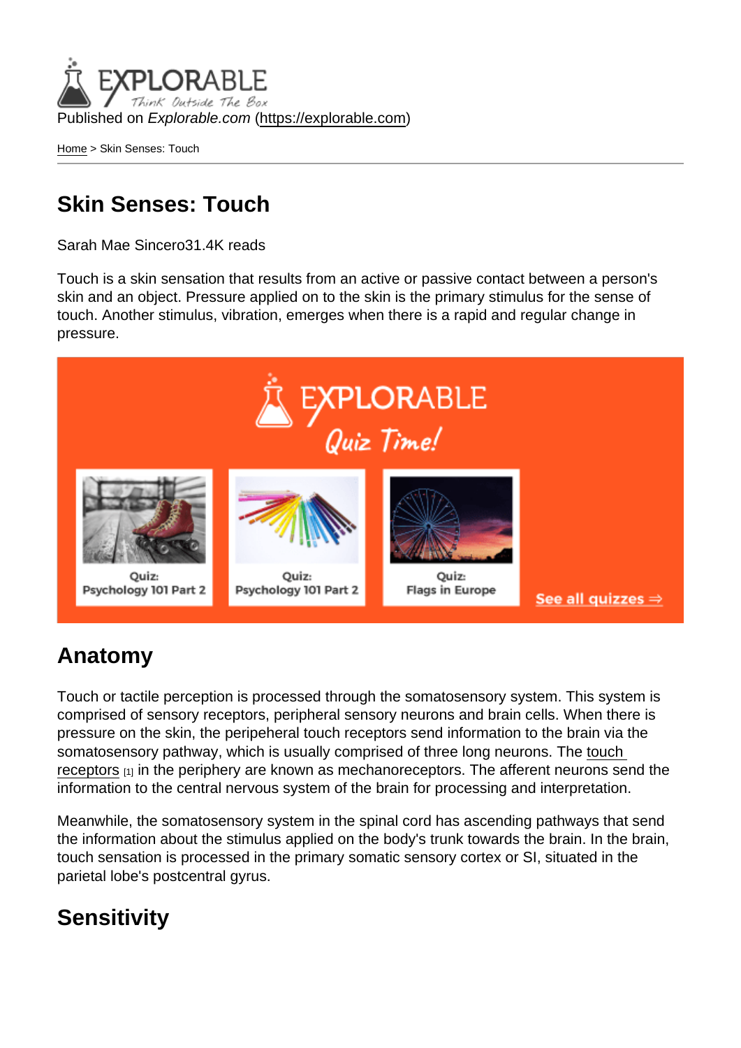Published on *Explorable.com* (https://explorable.com)

Home > Skin Senses: Touch

# Skin Senses: Touch

Sarah Mae Sincero31.4K reads

Touch is a skin sensation that results from an active or passive contact between a person's skin and an object. Pressure applied on to the skin is the primary stimulus for the sense of touch. Another stimulus, vibration, emerges when there is a rapid and regular change in pressure.

## Anatomy

Touch or tactile perception is processed through the somatosensory system. This system is comprised of sensory receptors, peripheral sensory neurons and brain cells. When there is pressure on the skin, the peripeheral touch receptors send information to the brain via the somatosensory pathway, which is usually comprised of three long neurons. The touch receptors [1] in the periphery are known as mechanoreceptors. The afferent neurons send the information to the central nervous system of the brain for processing and interpretation.

Meanwhile, the somatosensory system in the spinal cord has ascending pathways that send the information about the stimulus applied on the body's trunk towards the brain. In the brain, touch sensation is processed in the primary somatic sensory cortex or SI, situated in the parietal lobe's postcentral gyrus.

## Sensitivity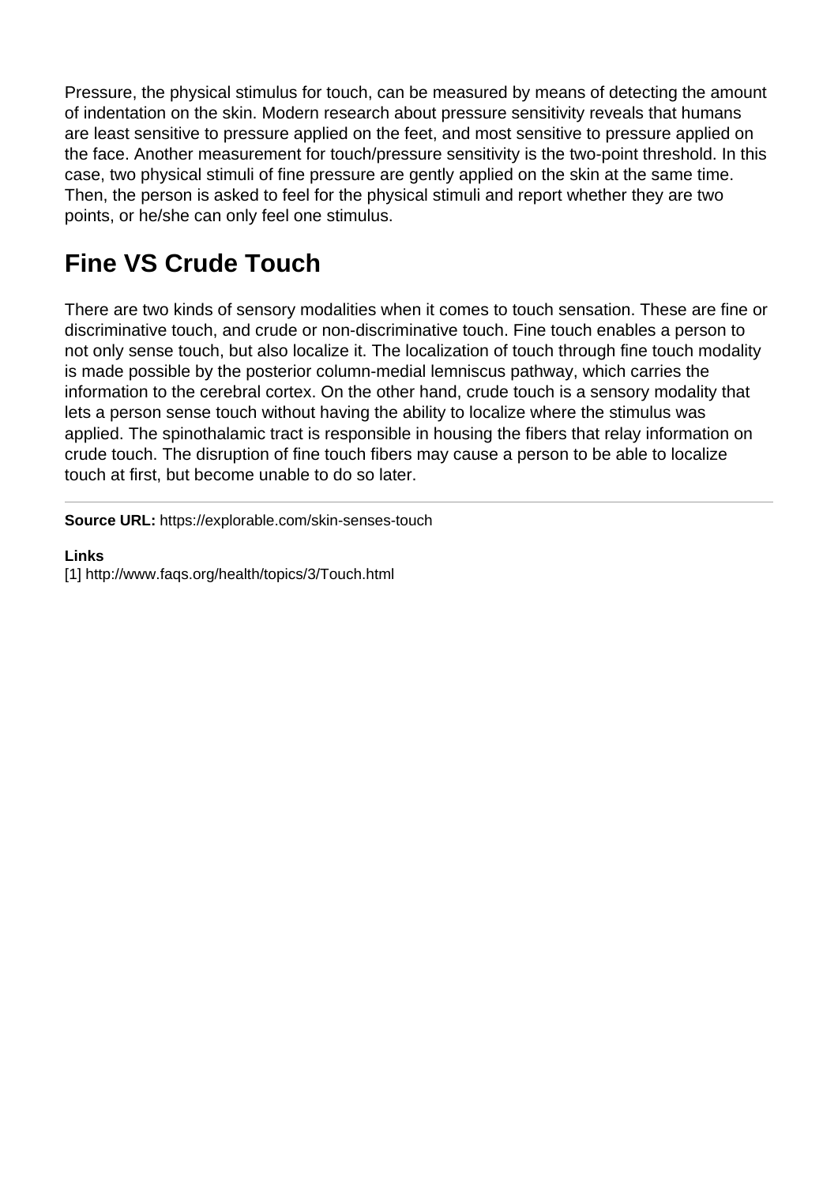Pressure, the physical stimulus for touch, can be measured by means of detecting the amount of indentation on the skin. Modern research about pressure sensitivity reveals that humans are least sensitive to pressure applied on the feet, and most sensitive to pressure applied on the face. Another measurement for touch/pressure sensitivity is the two-point threshold. In this case, two physical stimuli of fine pressure are gently applied on the skin at the same time. Then, the person is asked to feel for the physical stimuli and report whether they are two points, or he/she can only feel one stimulus.

## Fine VS Crude Touch

There are two kinds of sensory modalities when it comes to touch sensation. These are fine or discriminative touch, and crude or non-discriminative touch. Fine touch enables a person to not only sense touch, but also localize it. The localization of touch through fine touch modality is made possible by the posterior column-medial lemniscus pathway, which carries the information to the cerebral cortex. On the other hand, crude touch is a sensory modality that lets a person sense touch without having the ability to localize where the stimulus was applied. The spinothalamic tract is responsible in housing the fibers that relay information on crude touch. The disruption of fine touch fibers may cause a person to be able to localize touch at first, but become unable to do so later.

---

**Source URL:** https://explorable.com/skin-senses-touch

**Links**
[1] http://www.faqs.org/health/topics/3/Touch.html